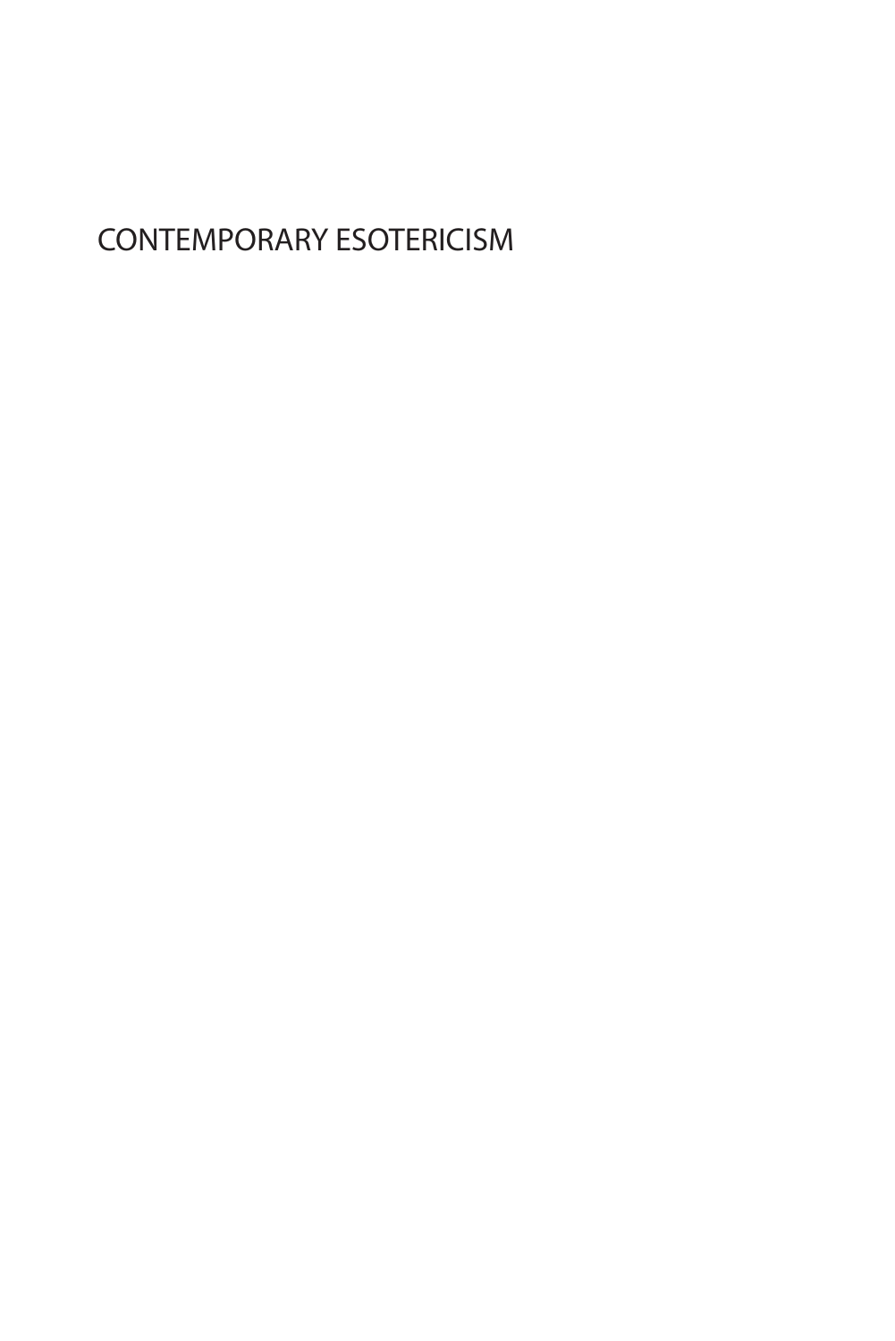# CONTEMPORARY ESOTERICISM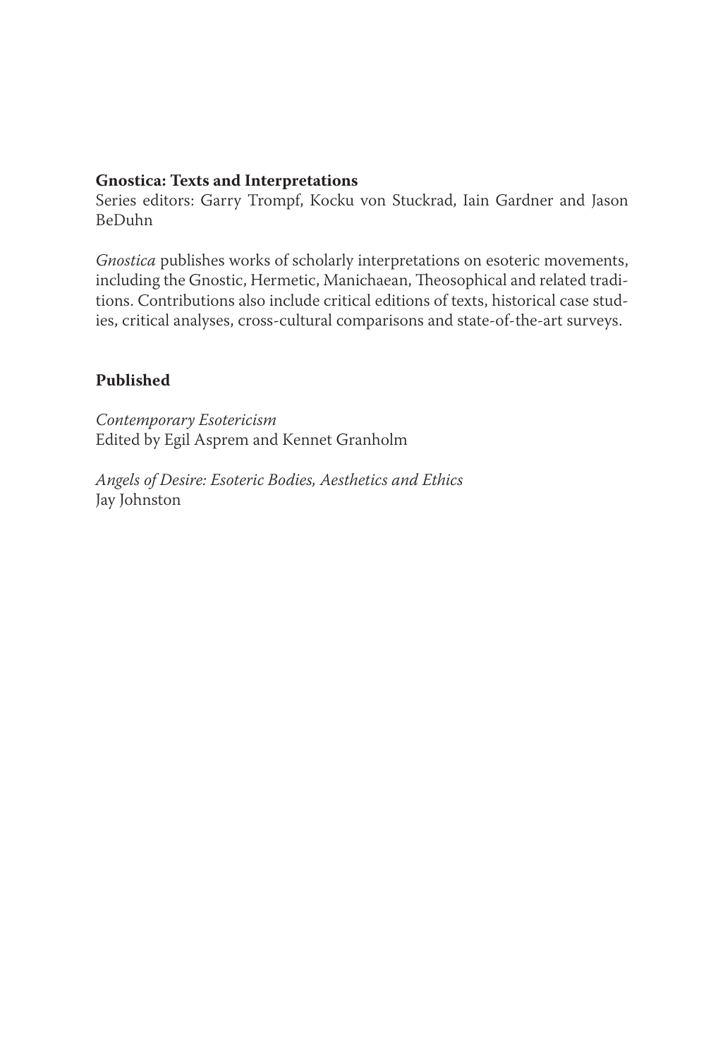**Gnostica: Texts and Interpretations**
Series editors: Garry Trompf, Kocku von Stuckrad, Iain Gardner and Jason BeDuhn

*Gnostica* publishes works of scholarly interpretations on esoteric movements, including the Gnostic, Hermetic, Manichaean, Theosophical and related traditions. Contributions also include critical editions of texts, historical case studies, critical analyses, cross-cultural comparisons and state-of-the-art surveys.

**Published**

*Contemporary Esotericism*
Edited by Egil Asprem and Kennet Granholm

*Angels of Desire: Esoteric Bodies, Aesthetics and Ethics*
Jay Johnston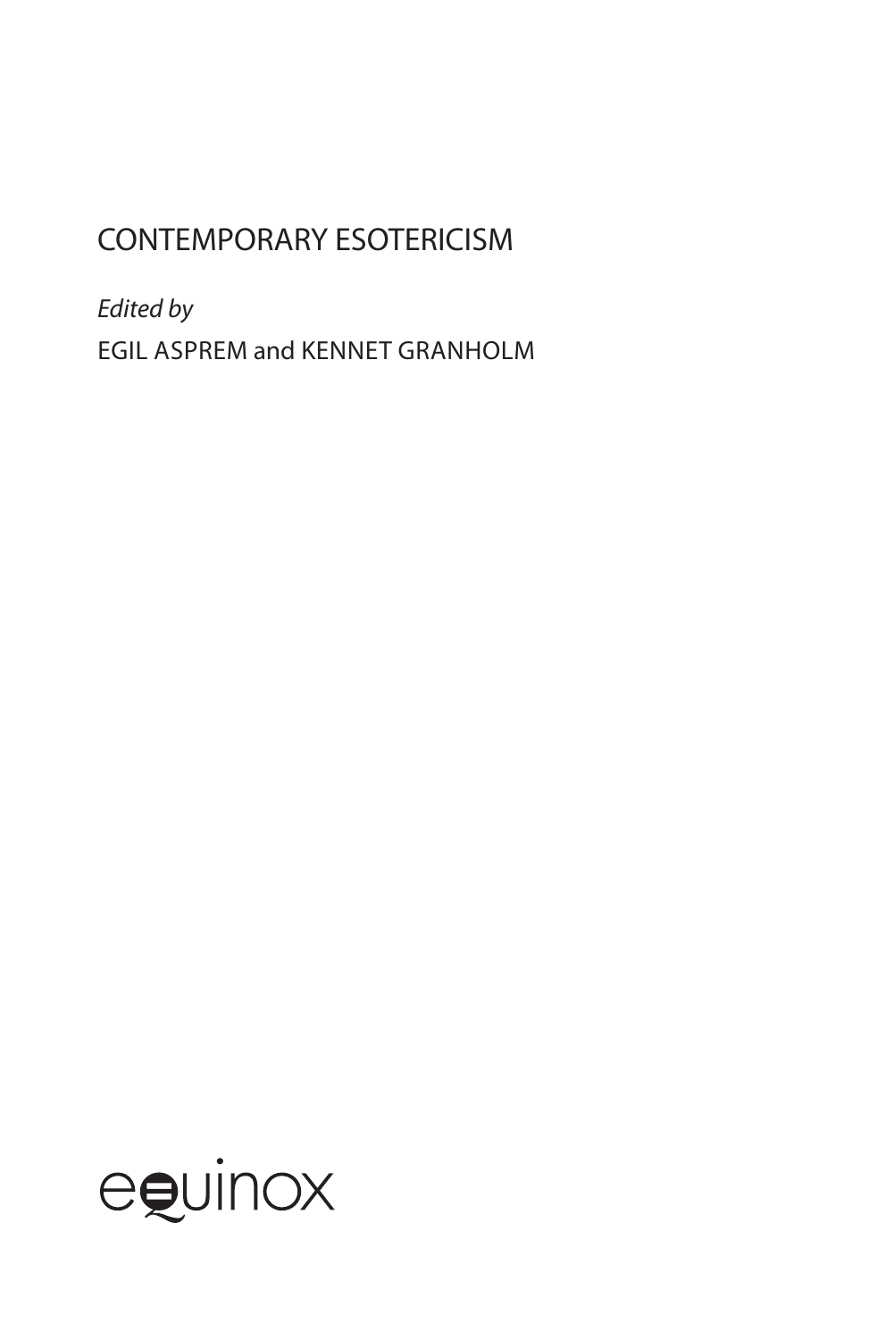# CONTEMPORARY ESOTERICISM

*Edited by*

EGIL ASPREM and KENNET GRANHOLM

equinox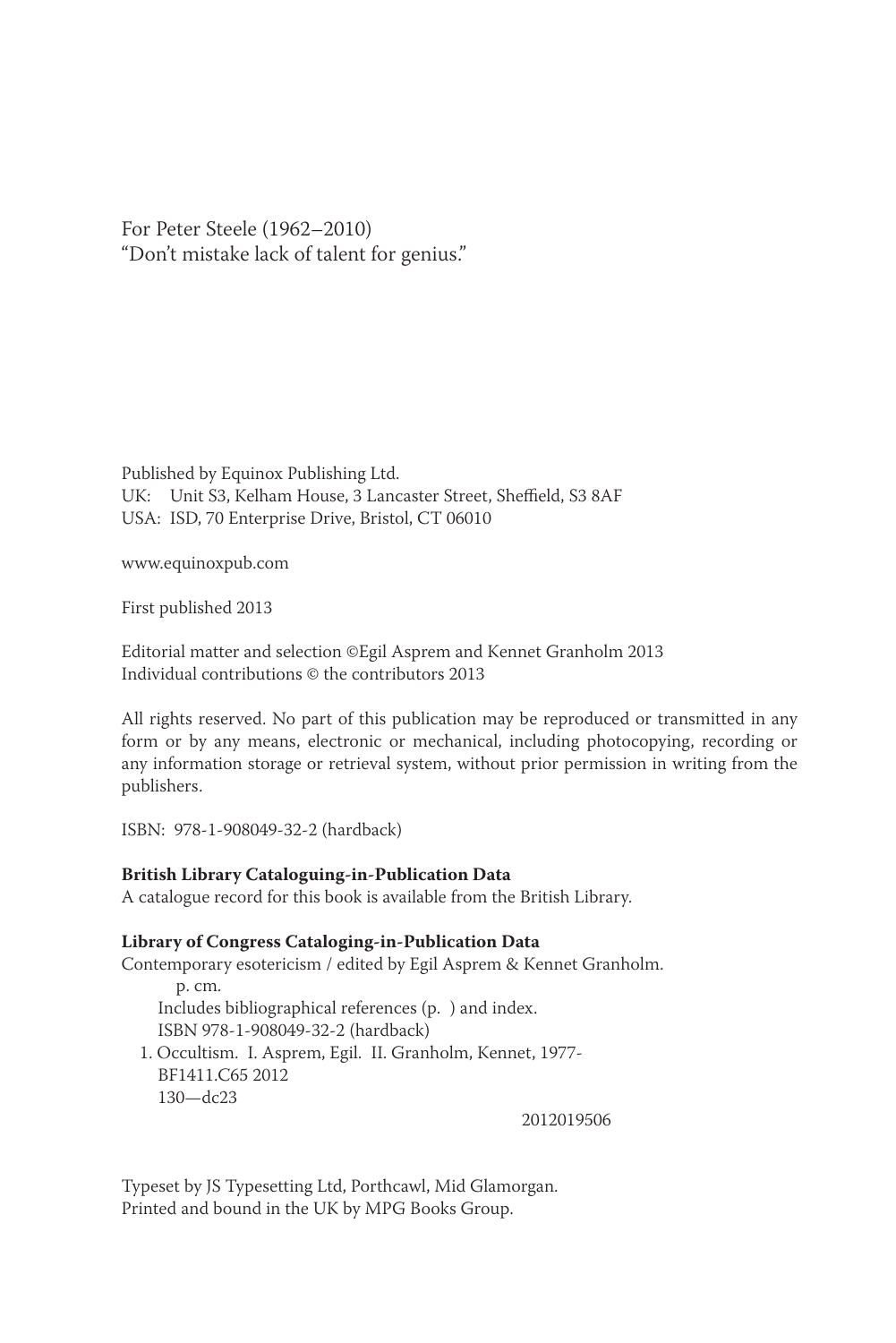For Peter Steele (1962–2010)
"Don't mistake lack of talent for genius."

Published by Equinox Publishing Ltd.
UK: Unit S3, Kelham House, 3 Lancaster Street, Sheffield, S3 8AF
USA: ISD, 70 Enterprise Drive, Bristol, CT 06010

www.equinoxpub.com

First published 2013

Editorial matter and selection ©Egil Asprem and Kennet Granholm 2013
Individual contributions © the contributors 2013

All rights reserved. No part of this publication may be reproduced or transmitted in any form or by any means, electronic or mechanical, including photocopying, recording or any information storage or retrieval system, without prior permission in writing from the publishers.

ISBN: 978-1-908049-32-2 (hardback)

**British Library Cataloguing-in-Publication Data**
A catalogue record for this book is available from the British Library.

**Library of Congress Cataloging-in-Publication Data**
Contemporary esotericism / edited by Egil Asprem & Kennet Granholm.
p. cm.
Includes bibliographical references (p. ) and index.
ISBN 978-1-908049-32-2 (hardback)
1. Occultism. I. Asprem, Egil. II. Granholm, Kennet, 1977-
BF1411.C65 2012
130—dc23

2012019506

Typeset by JS Typesetting Ltd, Porthcawl, Mid Glamorgan.
Printed and bound in the UK by MPG Books Group.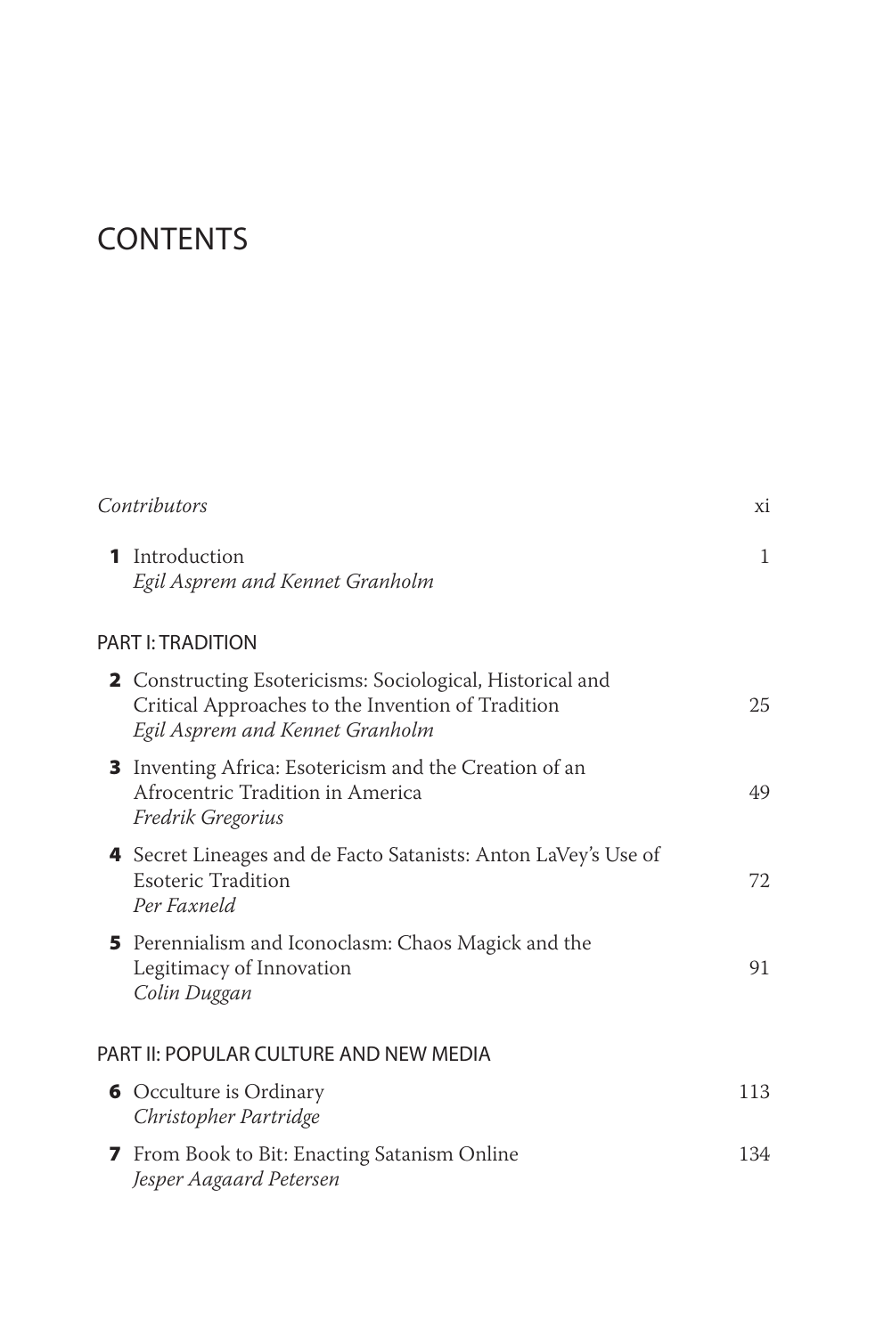# CONTENTS

| | | |
|---|---|---|
| *Contributors* | | xi |
| **1** | Introduction<br>*Egil Asprem and Kennet Granholm* | 1 |

## PART I: TRADITION

| | | |
|---|---|---|
| **2** | Constructing Esotericisms: Sociological, Historical and Critical Approaches to the Invention of Tradition<br>*Egil Asprem and Kennet Granholm* | 25 |
| **3** | Inventing Africa: Esotericism and the Creation of an Afrocentric Tradition in America<br>*Fredrik Gregorius* | 49 |
| **4** | Secret Lineages and de Facto Satanists: Anton LaVey's Use of Esoteric Tradition<br>*Per Faxneld* | 72 |
| **5** | Perennialism and Iconoclasm: Chaos Magick and the Legitimacy of Innovation<br>*Colin Duggan* | 91 |

## PART II: POPULAR CULTURE AND NEW MEDIA

| | | |
|---|---|---|
| **6** | Occulture is Ordinary<br>*Christopher Partridge* | 113 |
| **7** | From Book to Bit: Enacting Satanism Online<br>*Jesper Aagaard Petersen* | 134 |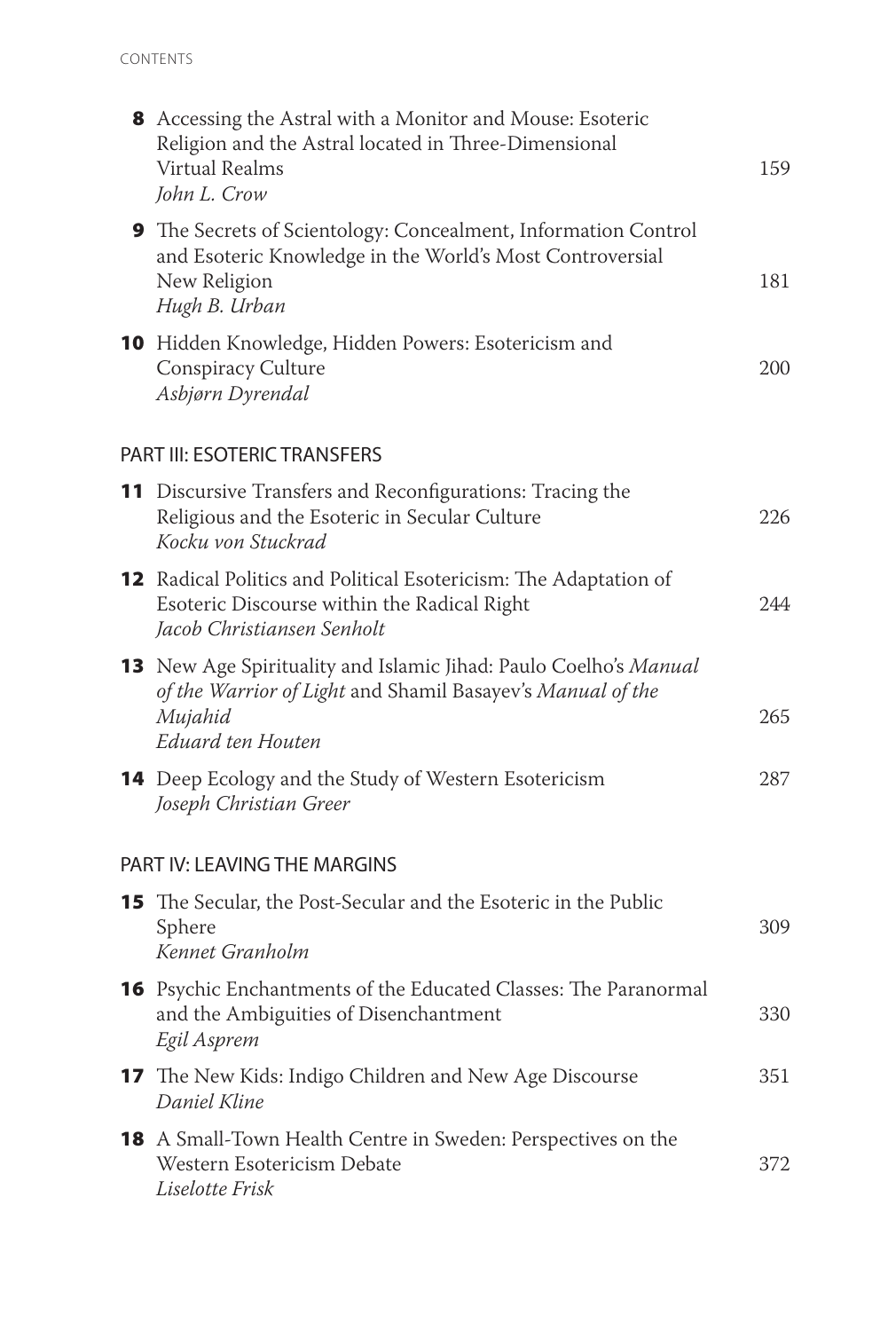**8** Accessing the Astral with a Monitor and Mouse: Esoteric Religion and the Astral located in Three-Dimensional Virtual Realms — 159
*John L. Crow*

**9** The Secrets of Scientology: Concealment, Information Control and Esoteric Knowledge in the World's Most Controversial New Religion — 181
*Hugh B. Urban*

**10** Hidden Knowledge, Hidden Powers: Esotericism and Conspiracy Culture — 200
*Asbjørn Dyrendal*

## PART III: ESOTERIC TRANSFERS

**11** Discursive Transfers and Reconfigurations: Tracing the Religious and the Esoteric in Secular Culture — 226
*Kocku von Stuckrad*

**12** Radical Politics and Political Esotericism: The Adaptation of Esoteric Discourse within the Radical Right — 244
*Jacob Christiansen Senholt*

**13** New Age Spirituality and Islamic Jihad: Paulo Coelho's *Manual of the Warrior of Light* and Shamil Basayev's *Manual of the Mujahid* — 265
*Eduard ten Houten*

**14** Deep Ecology and the Study of Western Esotericism — 287
*Joseph Christian Greer*

## PART IV: LEAVING THE MARGINS

**15** The Secular, the Post-Secular and the Esoteric in the Public Sphere — 309
*Kennet Granholm*

**16** Psychic Enchantments of the Educated Classes: The Paranormal and the Ambiguities of Disenchantment — 330
*Egil Asprem*

**17** The New Kids: Indigo Children and New Age Discourse — 351
*Daniel Kline*

**18** A Small-Town Health Centre in Sweden: Perspectives on the Western Esotericism Debate — 372
*Liselotte Frisk*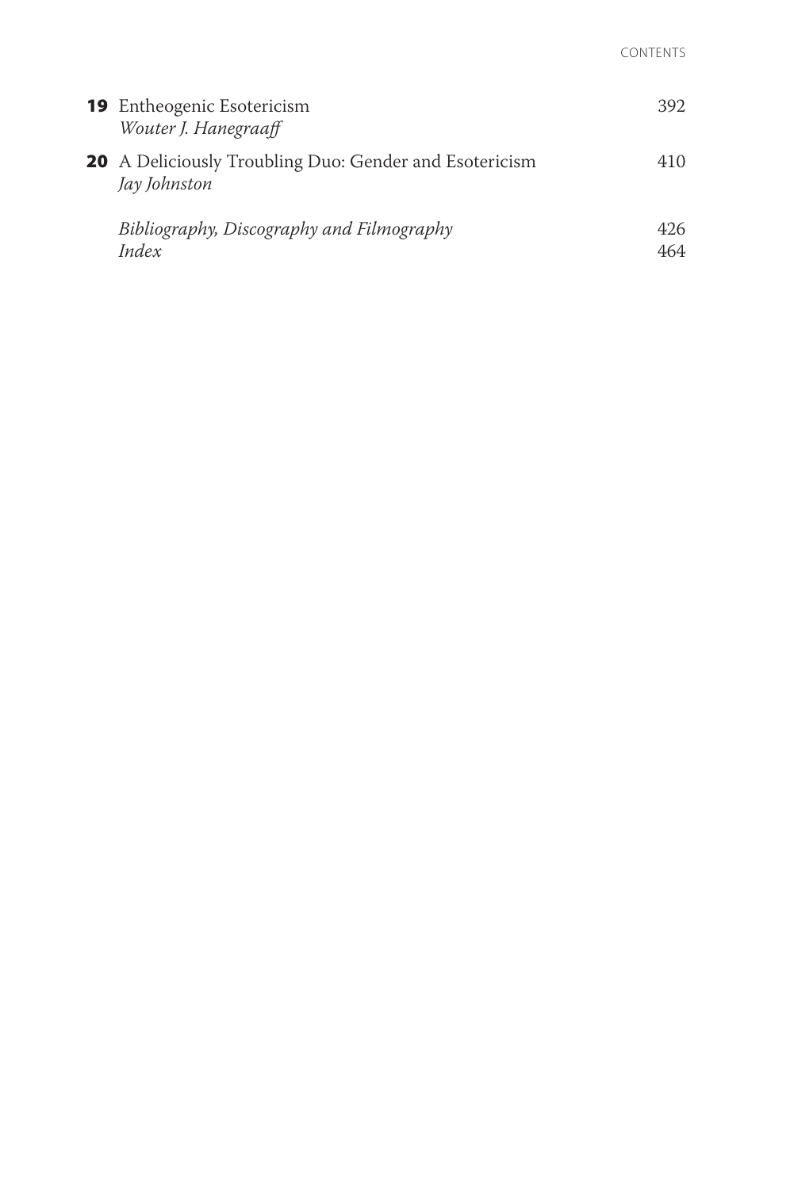**19** Entheogenic Esotericism 392
*Wouter J. Hanegraaff*

**20** A Deliciously Troubling Duo: Gender and Esotericism 410
*Jay Johnston*

*Bibliography, Discography and Filmography* 426
*Index* 464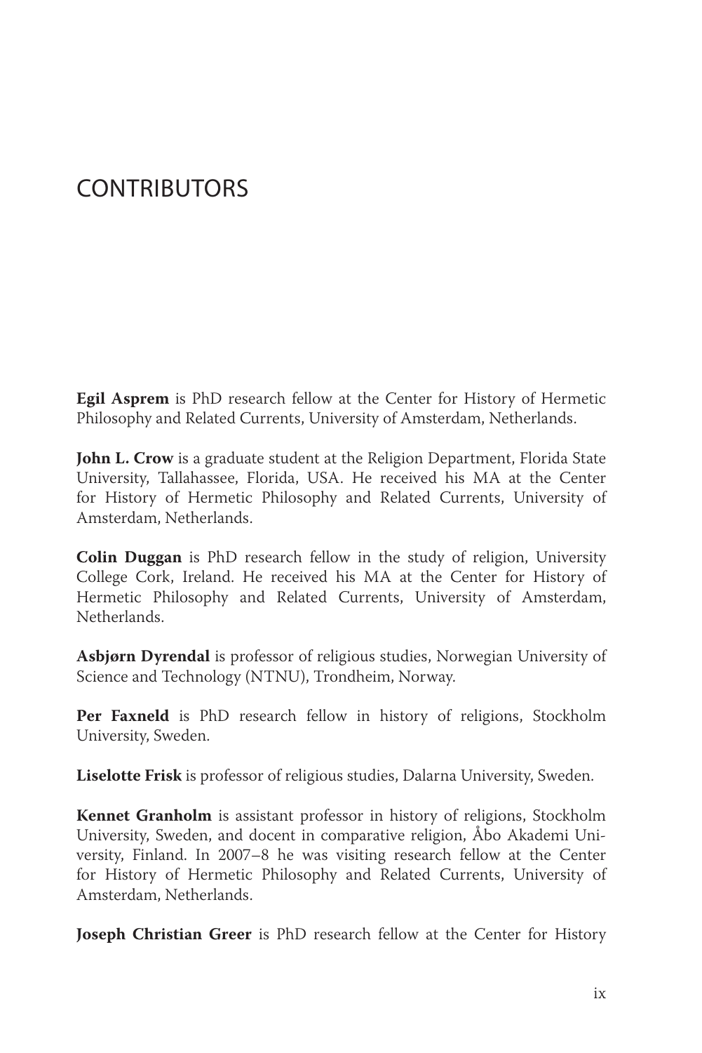# CONTRIBUTORS

**Egil Asprem** is PhD research fellow at the Center for History of Hermetic Philosophy and Related Currents, University of Amsterdam, Netherlands.

**John L. Crow** is a graduate student at the Religion Department, Florida State University, Tallahassee, Florida, USA. He received his MA at the Center for History of Hermetic Philosophy and Related Currents, University of Amsterdam, Netherlands.

**Colin Duggan** is PhD research fellow in the study of religion, University College Cork, Ireland. He received his MA at the Center for History of Hermetic Philosophy and Related Currents, University of Amsterdam, Netherlands.

**Asbjørn Dyrendal** is professor of religious studies, Norwegian University of Science and Technology (NTNU), Trondheim, Norway.

**Per Faxneld** is PhD research fellow in history of religions, Stockholm University, Sweden.

**Liselotte Frisk** is professor of religious studies, Dalarna University, Sweden.

**Kennet Granholm** is assistant professor in history of religions, Stockholm University, Sweden, and docent in comparative religion, Åbo Akademi University, Finland. In 2007–8 he was visiting research fellow at the Center for History of Hermetic Philosophy and Related Currents, University of Amsterdam, Netherlands.

**Joseph Christian Greer** is PhD research fellow at the Center for History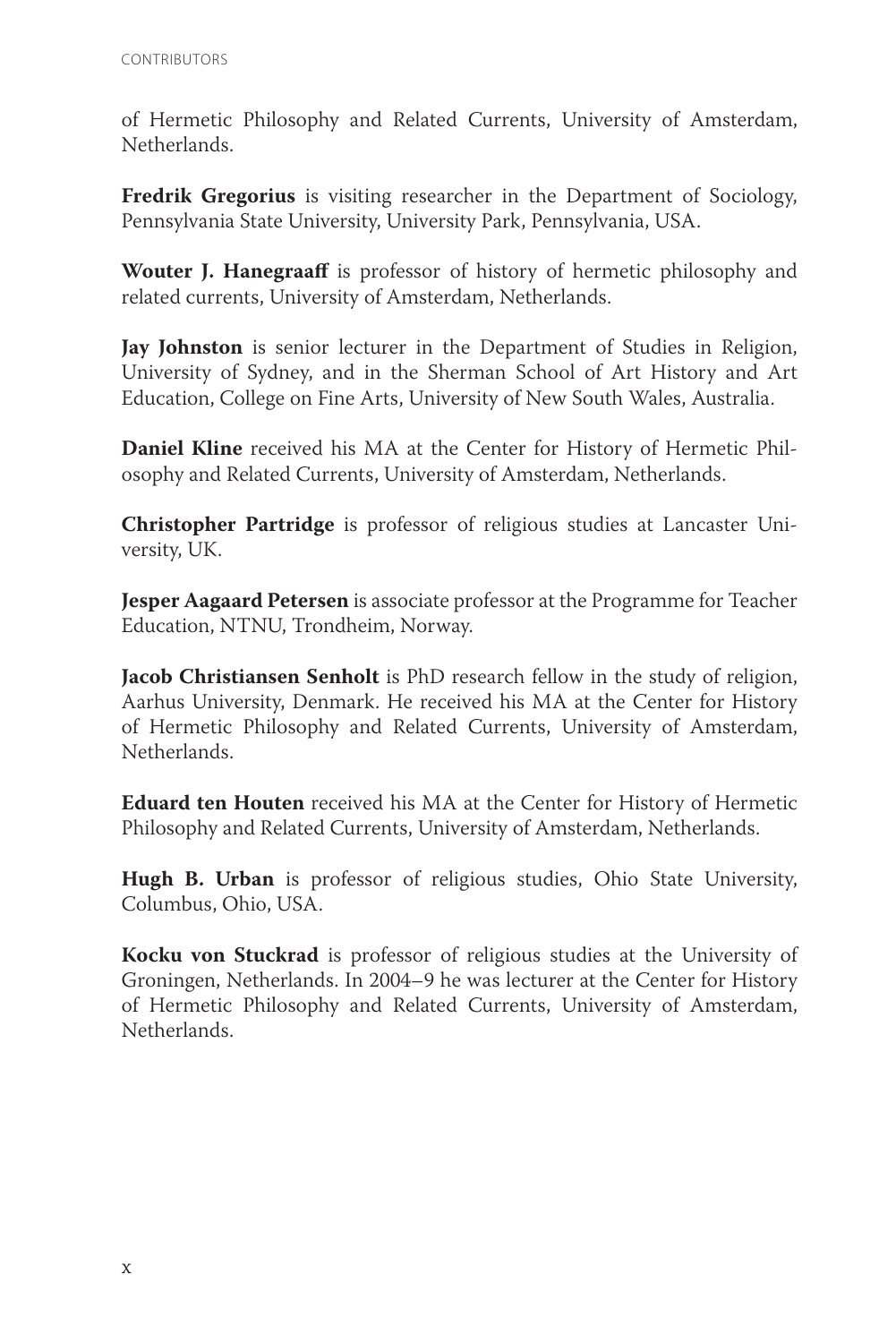of Hermetic Philosophy and Related Currents, University of Amsterdam, Netherlands.

**Fredrik Gregorius** is visiting researcher in the Department of Sociology, Pennsylvania State University, University Park, Pennsylvania, USA.

**Wouter J. Hanegraaff** is professor of history of hermetic philosophy and related currents, University of Amsterdam, Netherlands.

**Jay Johnston** is senior lecturer in the Department of Studies in Religion, University of Sydney, and in the Sherman School of Art History and Art Education, College on Fine Arts, University of New South Wales, Australia.

**Daniel Kline** received his MA at the Center for History of Hermetic Philosophy and Related Currents, University of Amsterdam, Netherlands.

**Christopher Partridge** is professor of religious studies at Lancaster University, UK.

**Jesper Aagaard Petersen** is associate professor at the Programme for Teacher Education, NTNU, Trondheim, Norway.

**Jacob Christiansen Senholt** is PhD research fellow in the study of religion, Aarhus University, Denmark. He received his MA at the Center for History of Hermetic Philosophy and Related Currents, University of Amsterdam, Netherlands.

**Eduard ten Houten** received his MA at the Center for History of Hermetic Philosophy and Related Currents, University of Amsterdam, Netherlands.

**Hugh B. Urban** is professor of religious studies, Ohio State University, Columbus, Ohio, USA.

**Kocku von Stuckrad** is professor of religious studies at the University of Groningen, Netherlands. In 2004–9 he was lecturer at the Center for History of Hermetic Philosophy and Related Currents, University of Amsterdam, Netherlands.